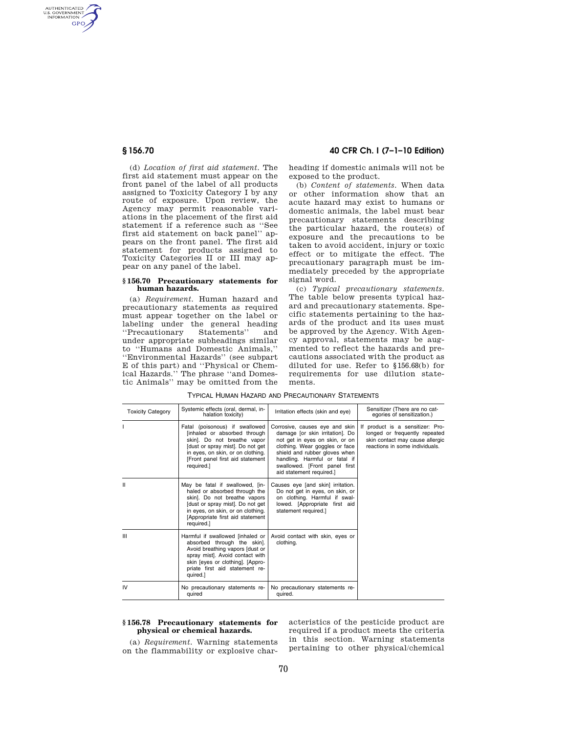(d) *Location of first aid statement.* The first aid statement must appear on the front panel of the label of all products assigned to Toxicity Category I by any route of exposure. Upon review, the Agency may permit reasonable variations in the placement of the first aid statement if a reference such as ''See first aid statement on back panel'' appears on the front panel. The first aid statement for products assigned to Toxicity Categories II or III may appear on any panel of the label.

### § 156.70 Precautionary statements for human hazards.

(a) *Requirement.* Human hazard and precautionary statements as required must appear together on the label or labeling under the general heading ''Precautionary Statements'' and under appropriate subheadings similar to ''Humans and Domestic Animals,'' ''Environmental Hazards'' (see subpart E of this part) and ''Physical or Chemical Hazards.'' The phrase ''and Domestic Animals'' may be omitted from the heading if domestic animals will not be exposed to the product.

(b) *Content of statements.* When data or other information show that an acute hazard may exist to humans or domestic animals, the label must bear precautionary statements describing the particular hazard, the route(s) of exposure and the precautions to be taken to avoid accident, injury or toxic effect or to mitigate the effect. The precautionary paragraph must be immediately preceded by the appropriate signal word.

(c) *Typical precautionary statements.* The table below presents typical hazard and precautionary statements. Specific statements pertaining to the hazards of the product and its uses must be approved by the Agency. With Agency approval, statements may be augmented to reflect the hazards and precautions associated with the product as diluted for use. Refer to §156.68(b) for requirements for use dilution statements.

TYPICAL HUMAN HAZARD AND PRECAUTIONARY STATEMENTS

| Toxicity Category | Systemic effects (oral, dermal, inhalation toxicity) | Irritation effects (skin and eye) | Sensitizer (There are no categories of sensitization.) |
|---|---|---|---|
| I | Fatal (poisonous) if swallowed [inhaled or absorbed through skin]. Do not breathe vapor [dust or spray mist]. Do not get in eyes, on skin, or on clothing. [Front panel first aid statement required.] | Corrosive, causes eye and skin damage [or skin irritation]. Do not get in eyes on skin, or on clothing. Wear goggles or face shield and rubber gloves when handling. Harmful or fatal if swallowed. [Front panel first aid statement required.] | If product is a sensitizer: Prolonged or frequently repeated skin contact may cause allergic reactions in some individuals. |
| II | May be fatal if swallowed, [inhaled or absorbed through the skin]. Do not breathe vapors [dust or spray mist]. Do not get in eyes, on skin, or on clothing. [Appropriate first aid statement required.] | Causes eye [and skin] irritation. Do not get in eyes, on skin, or on clothing. Harmful if swallowed. [Appropriate first aid statement required.] | |
| III | Harmful if swallowed [inhaled or absorbed through the skin]. Avoid breathing vapors [dust or spray mist]. Avoid contact with skin [eyes or clothing]. [Appropriate first aid statement required.] | Avoid contact with skin, eyes or clothing. | |
| IV | No precautionary statements required | No precautionary statements required. | |

### § 156.78 Precautionary statements for physical or chemical hazards.

(a) *Requirement.* Warning statements on the flammability or explosive characteristics of the pesticide product are required if a product meets the criteria in this section. Warning statements pertaining to other physical/chemical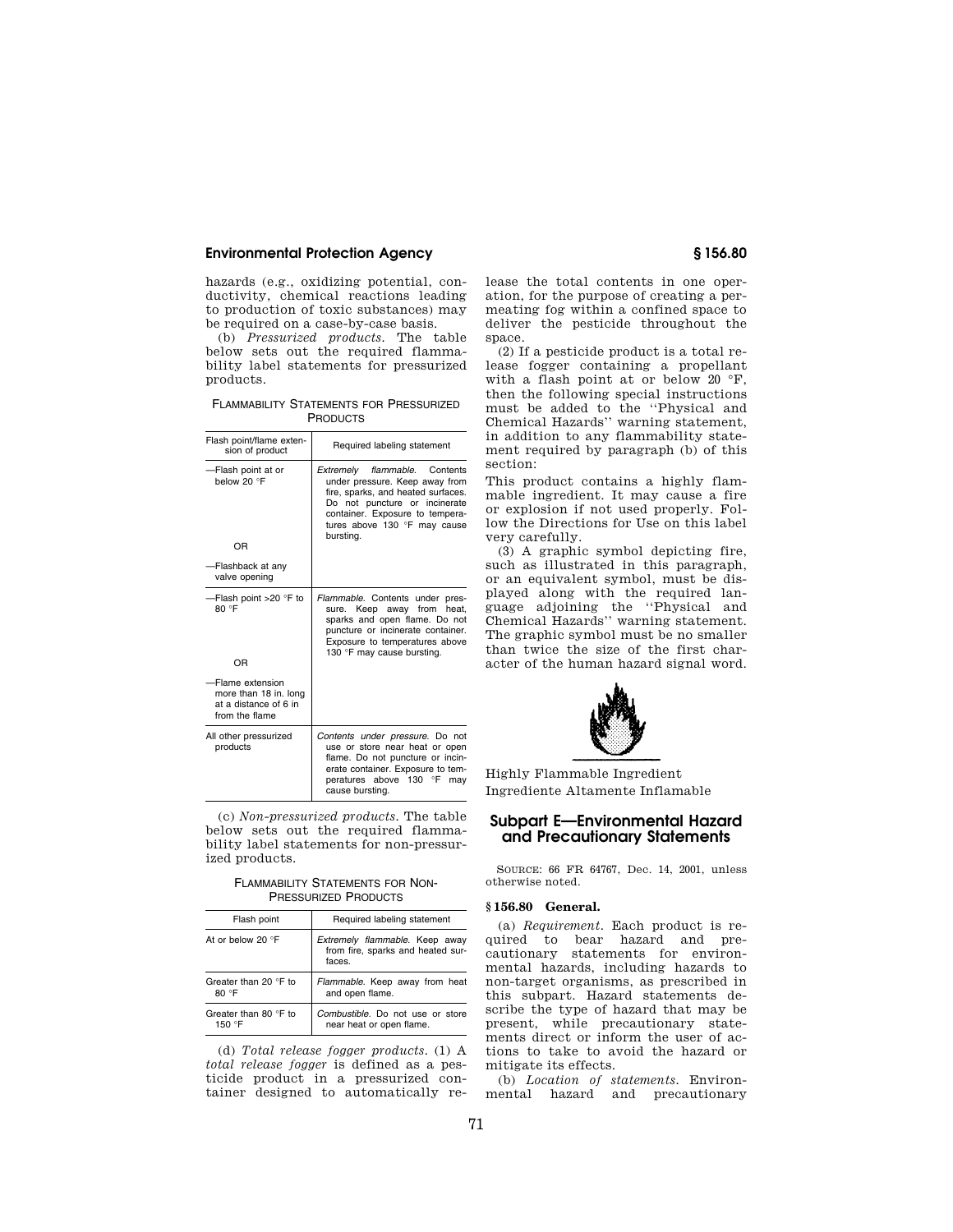hazards (e.g., oxidizing potential, conductivity, chemical reactions leading to production of toxic substances) may be required on a case-by-case basis.

(b) *Pressurized products.* The table below sets out the required flammability label statements for pressurized products.

FLAMMABILITY STATEMENTS FOR PRESSURIZED PRODUCTS

| Flash point/flame extension of product | Required labeling statement |
|---|---|
| —Flash point at or below 20 °F<br>OR<br>—Flashback at any valve opening | *Extremely flammable.* Contents under pressure. Keep away from fire, sparks, and heated surfaces. Do not puncture or incinerate container. Exposure to temperatures above 130 °F may cause bursting. |
| —Flash point >20 °F to 80 °F<br>OR<br>—Flame extension more than 18 in. long at a distance of 6 in from the flame | *Flammable.* Contents under pressure. Keep away from heat, sparks and open flame. Do not puncture or incinerate container. Exposure to temperatures above 130 °F may cause bursting. |
| All other pressurized products | *Contents under pressure.* Do not use or store near heat or open flame. Do not puncture or incinerate container. Exposure to temperatures above 130 °F may cause bursting. |

(c) *Non-pressurized products.* The table below sets out the required flammability label statements for non-pressurized products.

FLAMMABILITY STATEMENTS FOR NON-PRESSURIZED PRODUCTS

| Flash point | Required labeling statement |
|---|---|
| At or below 20 °F | *Extremely flammable.* Keep away from fire, sparks and heated surfaces. |
| Greater than 20 °F to 80 °F | *Flammable.* Keep away from heat and open flame. |
| Greater than 80 °F to 150 °F | *Combustible.* Do not use or store near heat or open flame. |

(d) *Total release fogger products.* (1) A *total release fogger* is defined as a pesticide product in a pressurized container designed to automatically release the total contents in one operation, for the purpose of creating a permeating fog within a confined space to deliver the pesticide throughout the space.

(2) If a pesticide product is a total release fogger containing a propellant with a flash point at or below 20 °F, then the following special instructions must be added to the ''Physical and Chemical Hazards'' warning statement, in addition to any flammability statement required by paragraph (b) of this section:

This product contains a highly flammable ingredient. It may cause a fire or explosion if not used properly. Follow the Directions for Use on this label very carefully.

(3) A graphic symbol depicting fire, such as illustrated in this paragraph, or an equivalent symbol, must be displayed along with the required language adjoining the ''Physical and Chemical Hazards'' warning statement. The graphic symbol must be no smaller than twice the size of the first character of the human hazard signal word.

Highly Flammable Ingredient
Ingrediente Altamente Inflamable

## Subpart E—Environmental Hazard and Precautionary Statements

SOURCE: 66 FR 64767, Dec. 14, 2001, unless otherwise noted.

### § 156.80 General.

(a) *Requirement.* Each product is required to bear hazard and precautionary statements for environmental hazards, including hazards to non-target organisms, as prescribed in this subpart. Hazard statements describe the type of hazard that may be present, while precautionary statements direct or inform the user of actions to take to avoid the hazard or mitigate its effects.

(b) *Location of statements.* Environmental hazard and precautionary